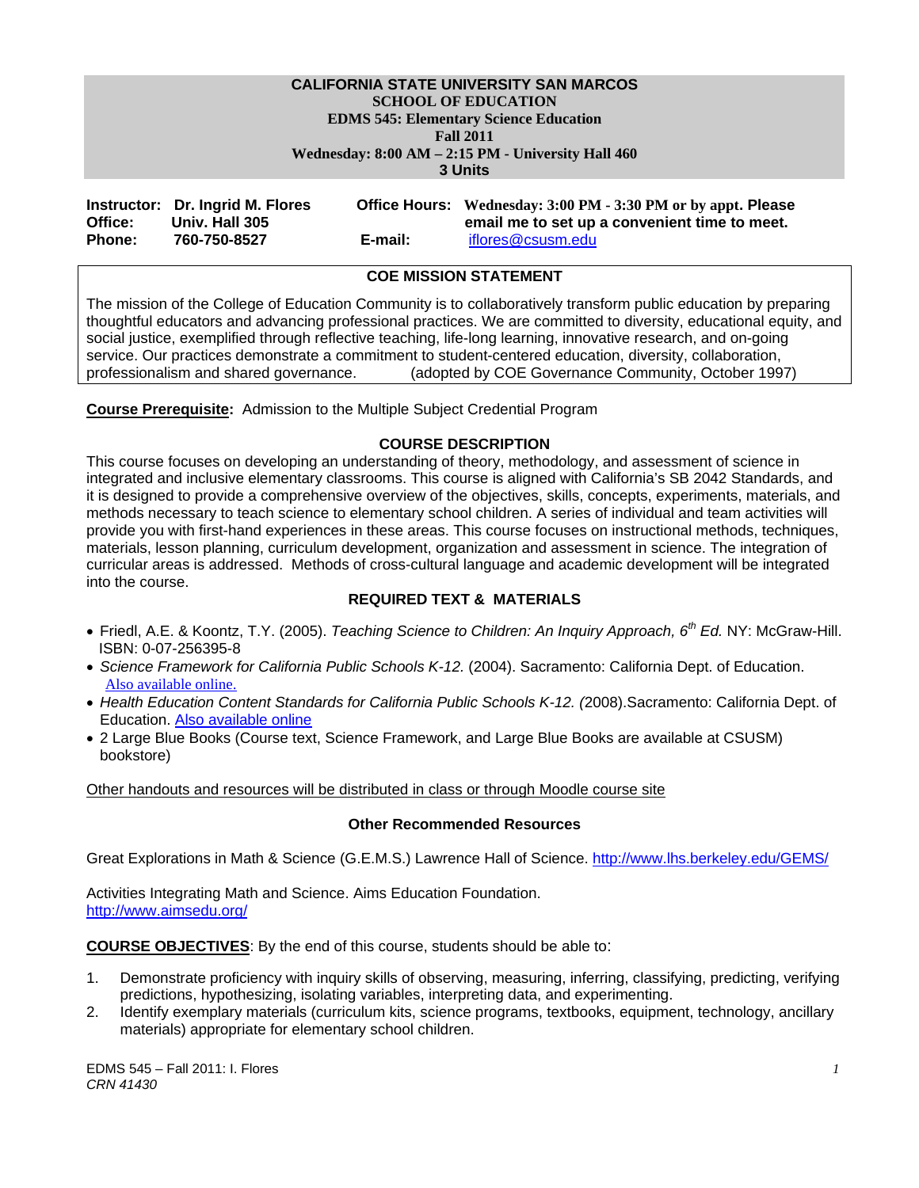**CALIFORNIA STATE UNIVERSITY SAN MARCOS**
**SCHOOL OF EDUCATION**
**EDMS 545: Elementary Science Education**
**Fall 2011**
**Wednesday: 8:00 AM – 2:15 PM - University Hall 460**
**3 Units**

**Instructor:** Dr. Ingrid M. Flores
**Office:** Univ. Hall 305
**Phone:** 760-750-8527

**Office Hours:** Wednesday: 3:00 PM - 3:30 PM or by appt. Please email me to set up a convenient time to meet.
**E-mail:** iflores@csusm.edu

## COE MISSION STATEMENT

The mission of the College of Education Community is to collaboratively transform public education by preparing thoughtful educators and advancing professional practices. We are committed to diversity, educational equity, and social justice, exemplified through reflective teaching, life-long learning, innovative research, and on-going service. Our practices demonstrate a commitment to student-centered education, diversity, collaboration, professionalism and shared governance. (adopted by COE Governance Community, October 1997)

**Course Prerequisite:** Admission to the Multiple Subject Credential Program

## COURSE DESCRIPTION

This course focuses on developing an understanding of theory, methodology, and assessment of science in integrated and inclusive elementary classrooms. This course is aligned with California's SB 2042 Standards, and it is designed to provide a comprehensive overview of the objectives, skills, concepts, experiments, materials, and methods necessary to teach science to elementary school children. A series of individual and team activities will provide you with first-hand experiences in these areas. This course focuses on instructional methods, techniques, materials, lesson planning, curriculum development, organization and assessment in science. The integration of curricular areas is addressed. Methods of cross-cultural language and academic development will be integrated into the course.

## REQUIRED TEXT & MATERIALS

- Friedl, A.E. & Koontz, T.Y. (2005). *Teaching Science to Children: An Inquiry Approach, 6th Ed.* NY: McGraw-Hill. ISBN: 0-07-256395-8
- *Science Framework for California Public Schools K-12.* (2004). Sacramento: California Dept. of Education. Also available online.
- *Health Education Content Standards for California Public Schools K-12. (*2008).Sacramento: California Dept. of Education. Also available online
- 2 Large Blue Books (Course text, Science Framework, and Large Blue Books are available at CSUSM) bookstore)

Other handouts and resources will be distributed in class or through Moodle course site

### Other Recommended Resources

Great Explorations in Math & Science (G.E.M.S.) Lawrence Hall of Science. http://www.lhs.berkeley.edu/GEMS/

Activities Integrating Math and Science. Aims Education Foundation. http://www.aimsedu.org/

**COURSE OBJECTIVES**: By the end of this course, students should be able to:

1. Demonstrate proficiency with inquiry skills of observing, measuring, inferring, classifying, predicting, verifying predictions, hypothesizing, isolating variables, interpreting data, and experimenting.
2. Identify exemplary materials (curriculum kits, science programs, textbooks, equipment, technology, ancillary materials) appropriate for elementary school children.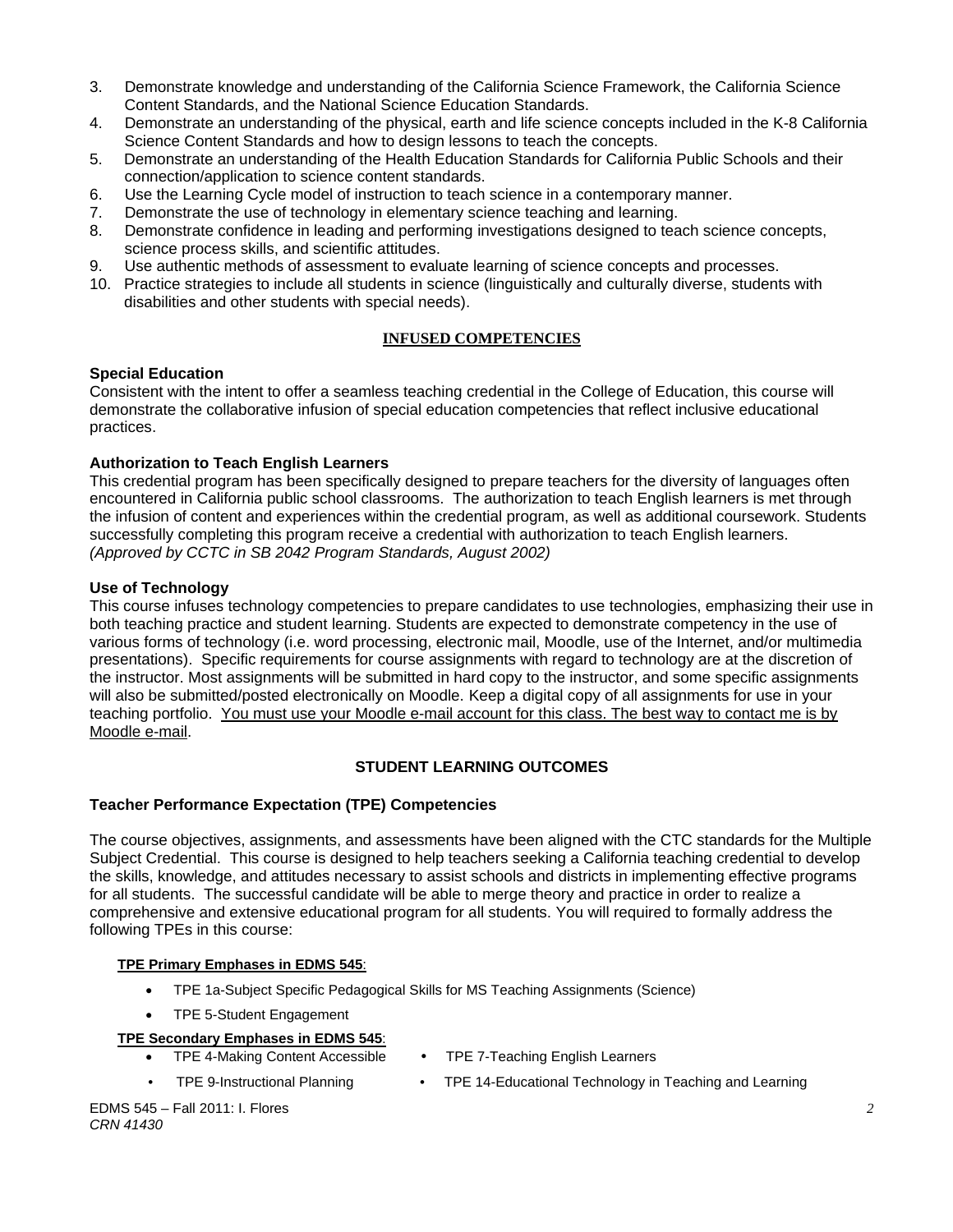3. Demonstrate knowledge and understanding of the California Science Framework, the California Science Content Standards, and the National Science Education Standards.
4. Demonstrate an understanding of the physical, earth and life science concepts included in the K-8 California Science Content Standards and how to design lessons to teach the concepts.
5. Demonstrate an understanding of the Health Education Standards for California Public Schools and their connection/application to science content standards.
6. Use the Learning Cycle model of instruction to teach science in a contemporary manner.
7. Demonstrate the use of technology in elementary science teaching and learning.
8. Demonstrate confidence in leading and performing investigations designed to teach science concepts, science process skills, and scientific attitudes.
9. Use authentic methods of assessment to evaluate learning of science concepts and processes.
10. Practice strategies to include all students in science (linguistically and culturally diverse, students with disabilities and other students with special needs).

## INFUSED COMPETENCIES

### Special Education

Consistent with the intent to offer a seamless teaching credential in the College of Education, this course will demonstrate the collaborative infusion of special education competencies that reflect inclusive educational practices.

### Authorization to Teach English Learners

This credential program has been specifically designed to prepare teachers for the diversity of languages often encountered in California public school classrooms. The authorization to teach English learners is met through the infusion of content and experiences within the credential program, as well as additional coursework. Students successfully completing this program receive a credential with authorization to teach English learners.
*(Approved by CCTC in SB 2042 Program Standards, August 2002)*

### Use of Technology

This course infuses technology competencies to prepare candidates to use technologies, emphasizing their use in both teaching practice and student learning. Students are expected to demonstrate competency in the use of various forms of technology (i.e. word processing, electronic mail, Moodle, use of the Internet, and/or multimedia presentations). Specific requirements for course assignments with regard to technology are at the discretion of the instructor. Most assignments will be submitted in hard copy to the instructor, and some specific assignments will also be submitted/posted electronically on Moodle. Keep a digital copy of all assignments for use in your teaching portfolio. <u>You must use your Moodle e-mail account for this class. The best way to contact me is by Moodle e-mail</u>.

## STUDENT LEARNING OUTCOMES

### Teacher Performance Expectation (TPE) Competencies

The course objectives, assignments, and assessments have been aligned with the CTC standards for the Multiple Subject Credential. This course is designed to help teachers seeking a California teaching credential to develop the skills, knowledge, and attitudes necessary to assist schools and districts in implementing effective programs for all students. The successful candidate will be able to merge theory and practice in order to realize a comprehensive and extensive educational program for all students. You will required to formally address the following TPEs in this course:

**<u>TPE Primary Emphases in EDMS 545</u>**:

- TPE 1a-Subject Specific Pedagogical Skills for MS Teaching Assignments (Science)
- TPE 5-Student Engagement

**<u>TPE Secondary Emphases in EDMS 545</u>**:

- TPE 4-Making Content Accessible
- TPE 7-Teaching English Learners
- TPE 9-Instructional Planning
- TPE 14-Educational Technology in Teaching and Learning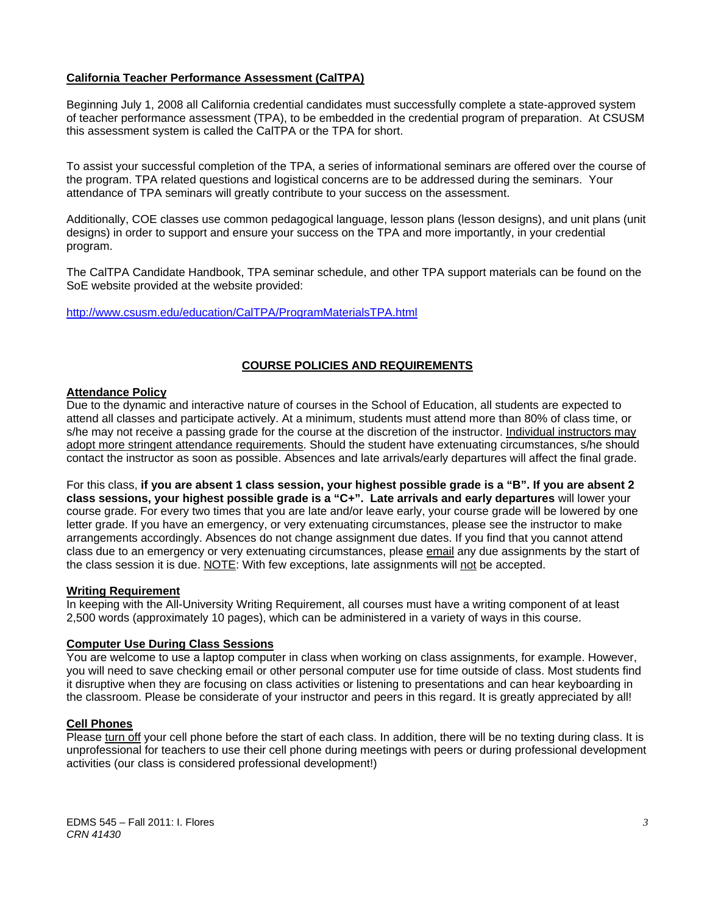## California Teacher Performance Assessment (CalTPA)

Beginning July 1, 2008 all California credential candidates must successfully complete a state-approved system of teacher performance assessment (TPA), to be embedded in the credential program of preparation. At CSUSM this assessment system is called the CalTPA or the TPA for short.

To assist your successful completion of the TPA, a series of informational seminars are offered over the course of the program. TPA related questions and logistical concerns are to be addressed during the seminars. Your attendance of TPA seminars will greatly contribute to your success on the assessment.

Additionally, COE classes use common pedagogical language, lesson plans (lesson designs), and unit plans (unit designs) in order to support and ensure your success on the TPA and more importantly, in your credential program.

The CalTPA Candidate Handbook, TPA seminar schedule, and other TPA support materials can be found on the SoE website provided at the website provided:

http://www.csusm.edu/education/CalTPA/ProgramMaterialsTPA.html

## COURSE POLICIES AND REQUIREMENTS

### Attendance Policy

Due to the dynamic and interactive nature of courses in the School of Education, all students are expected to attend all classes and participate actively. At a minimum, students must attend more than 80% of class time, or s/he may not receive a passing grade for the course at the discretion of the instructor. Individual instructors may adopt more stringent attendance requirements. Should the student have extenuating circumstances, s/he should contact the instructor as soon as possible. Absences and late arrivals/early departures will affect the final grade.

For this class, **if you are absent 1 class session, your highest possible grade is a "B". If you are absent 2 class sessions, your highest possible grade is a "C+". Late arrivals and early departures** will lower your course grade. For every two times that you are late and/or leave early, your course grade will be lowered by one letter grade. If you have an emergency, or very extenuating circumstances, please see the instructor to make arrangements accordingly. Absences do not change assignment due dates. If you find that you cannot attend class due to an emergency or very extenuating circumstances, please email any due assignments by the start of the class session it is due. NOTE: With few exceptions, late assignments will not be accepted.

### Writing Requirement

In keeping with the All-University Writing Requirement, all courses must have a writing component of at least 2,500 words (approximately 10 pages), which can be administered in a variety of ways in this course.

### Computer Use During Class Sessions

You are welcome to use a laptop computer in class when working on class assignments, for example. However, you will need to save checking email or other personal computer use for time outside of class. Most students find it disruptive when they are focusing on class activities or listening to presentations and can hear keyboarding in the classroom. Please be considerate of your instructor and peers in this regard. It is greatly appreciated by all!

### Cell Phones

Please turn off your cell phone before the start of each class. In addition, there will be no texting during class. It is unprofessional for teachers to use their cell phone during meetings with peers or during professional development activities (our class is considered professional development!)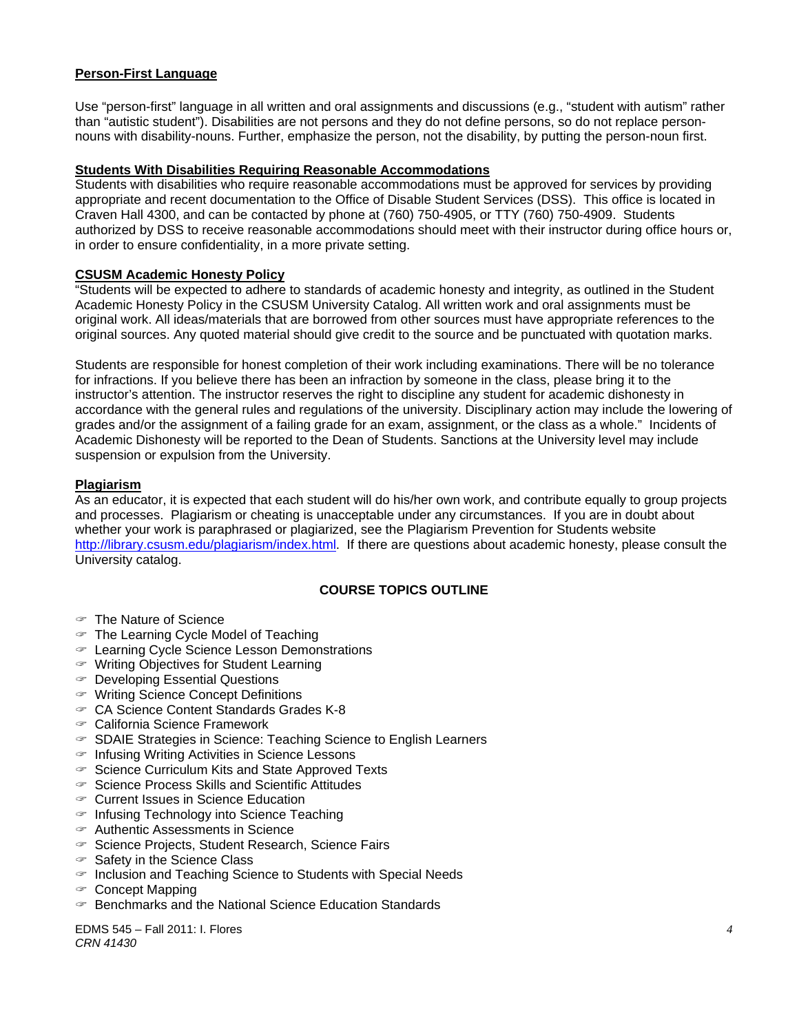**Person-First Language**

Use "person-first" language in all written and oral assignments and discussions (e.g., "student with autism" rather than "autistic student"). Disabilities are not persons and they do not define persons, so do not replace person-nouns with disability-nouns. Further, emphasize the person, not the disability, by putting the person-noun first.

**Students With Disabilities Requiring Reasonable Accommodations**

Students with disabilities who require reasonable accommodations must be approved for services by providing appropriate and recent documentation to the Office of Disable Student Services (DSS). This office is located in Craven Hall 4300, and can be contacted by phone at (760) 750-4905, or TTY (760) 750-4909. Students authorized by DSS to receive reasonable accommodations should meet with their instructor during office hours or, in order to ensure confidentiality, in a more private setting.

**CSUSM Academic Honesty Policy**

"Students will be expected to adhere to standards of academic honesty and integrity, as outlined in the Student Academic Honesty Policy in the CSUSM University Catalog. All written work and oral assignments must be original work. All ideas/materials that are borrowed from other sources must have appropriate references to the original sources. Any quoted material should give credit to the source and be punctuated with quotation marks.

Students are responsible for honest completion of their work including examinations. There will be no tolerance for infractions. If you believe there has been an infraction by someone in the class, please bring it to the instructor's attention. The instructor reserves the right to discipline any student for academic dishonesty in accordance with the general rules and regulations of the university. Disciplinary action may include the lowering of grades and/or the assignment of a failing grade for an exam, assignment, or the class as a whole." Incidents of Academic Dishonesty will be reported to the Dean of Students. Sanctions at the University level may include suspension or expulsion from the University.

**Plagiarism**

As an educator, it is expected that each student will do his/her own work, and contribute equally to group projects and processes. Plagiarism or cheating is unacceptable under any circumstances. If you are in doubt about whether your work is paraphrased or plagiarized, see the Plagiarism Prevention for Students website http://library.csusm.edu/plagiarism/index.html. If there are questions about academic honesty, please consult the University catalog.

## COURSE TOPICS OUTLINE

- The Nature of Science
- The Learning Cycle Model of Teaching
- Learning Cycle Science Lesson Demonstrations
- Writing Objectives for Student Learning
- Developing Essential Questions
- Writing Science Concept Definitions
- CA Science Content Standards Grades K-8
- California Science Framework
- SDAIE Strategies in Science: Teaching Science to English Learners
- Infusing Writing Activities in Science Lessons
- Science Curriculum Kits and State Approved Texts
- Science Process Skills and Scientific Attitudes
- Current Issues in Science Education
- Infusing Technology into Science Teaching
- Authentic Assessments in Science
- Science Projects, Student Research, Science Fairs
- Safety in the Science Class
- Inclusion and Teaching Science to Students with Special Needs
- Concept Mapping
- Benchmarks and the National Science Education Standards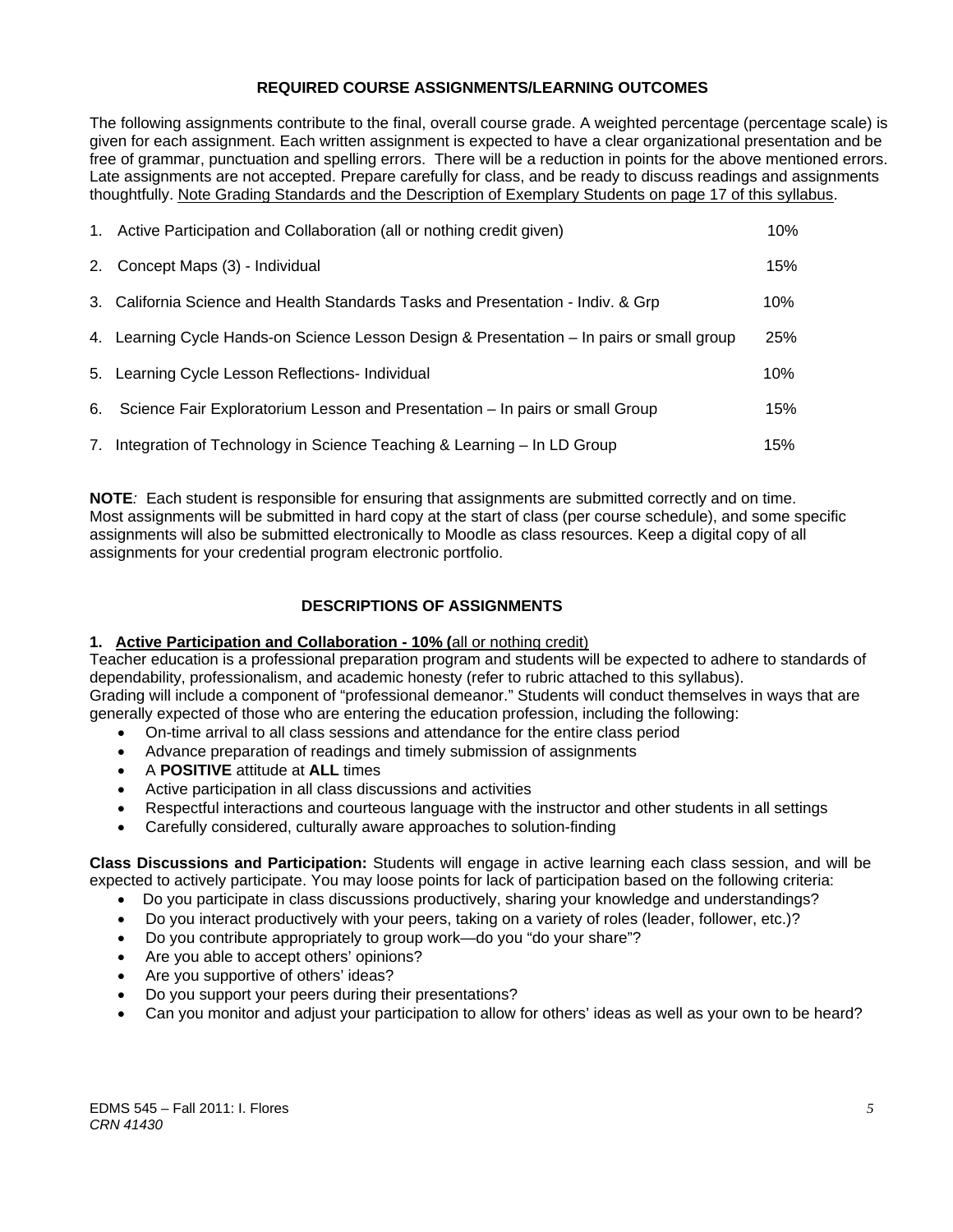## REQUIRED COURSE ASSIGNMENTS/LEARNING OUTCOMES

The following assignments contribute to the final, overall course grade. A weighted percentage (percentage scale) is given for each assignment. Each written assignment is expected to have a clear organizational presentation and be free of grammar, punctuation and spelling errors. There will be a reduction in points for the above mentioned errors. Late assignments are not accepted. Prepare carefully for class, and be ready to discuss readings and assignments thoughtfully. Note Grading Standards and the Description of Exemplary Students on page 17 of this syllabus.

| | Assignment | Weight |
|---|---|---|
| 1. | Active Participation and Collaboration (all or nothing credit given) | 10% |
| 2. | Concept Maps (3) - Individual | 15% |
| 3. | California Science and Health Standards Tasks and Presentation - Indiv. & Grp | 10% |
| 4. | Learning Cycle Hands-on Science Lesson Design & Presentation – In pairs or small group | 25% |
| 5. | Learning Cycle Lesson Reflections- Individual | 10% |
| 6. | Science Fair Exploratorium Lesson and Presentation – In pairs or small Group | 15% |
| 7. | Integration of Technology in Science Teaching & Learning – In LD Group | 15% |

**NOTE***:* Each student is responsible for ensuring that assignments are submitted correctly and on time. Most assignments will be submitted in hard copy at the start of class (per course schedule), and some specific assignments will also be submitted electronically to Moodle as class resources. Keep a digital copy of all assignments for your credential program electronic portfolio.

## DESCRIPTIONS OF ASSIGNMENTS

**1. Active Participation and Collaboration - 10% (**all or nothing credit)

Teacher education is a professional preparation program and students will be expected to adhere to standards of dependability, professionalism, and academic honesty (refer to rubric attached to this syllabus). Grading will include a component of "professional demeanor." Students will conduct themselves in ways that are generally expected of those who are entering the education profession, including the following:

- On-time arrival to all class sessions and attendance for the entire class period
- Advance preparation of readings and timely submission of assignments
- A **POSITIVE** attitude at **ALL** times
- Active participation in all class discussions and activities
- Respectful interactions and courteous language with the instructor and other students in all settings
- Carefully considered, culturally aware approaches to solution-finding

**Class Discussions and Participation:** Students will engage in active learning each class session, and will be expected to actively participate. You may loose points for lack of participation based on the following criteria:

- Do you participate in class discussions productively, sharing your knowledge and understandings?
- Do you interact productively with your peers, taking on a variety of roles (leader, follower, etc.)?
- Do you contribute appropriately to group work—do you "do your share"?
- Are you able to accept others' opinions?
- Are you supportive of others' ideas?
- Do you support your peers during their presentations?
- Can you monitor and adjust your participation to allow for others' ideas as well as your own to be heard?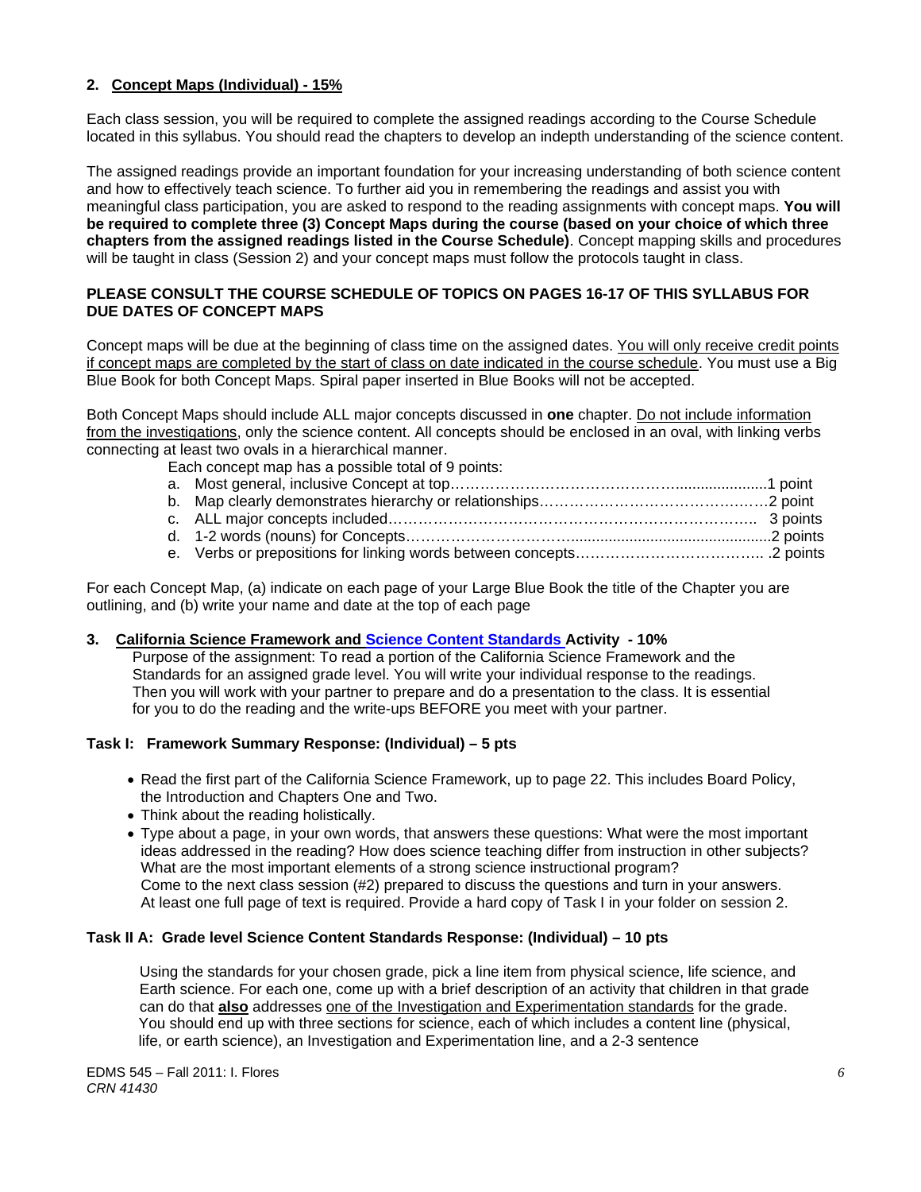## 2. Concept Maps (Individual) - 15%

Each class session, you will be required to complete the assigned readings according to the Course Schedule located in this syllabus. You should read the chapters to develop an indepth understanding of the science content.

The assigned readings provide an important foundation for your increasing understanding of both science content and how to effectively teach science. To further aid you in remembering the readings and assist you with meaningful class participation, you are asked to respond to the reading assignments with concept maps. **You will be required to complete three (3) Concept Maps during the course (based on your choice of which three chapters from the assigned readings listed in the Course Schedule)**. Concept mapping skills and procedures will be taught in class (Session 2) and your concept maps must follow the protocols taught in class.

**PLEASE CONSULT THE COURSE SCHEDULE OF TOPICS ON PAGES 16-17 OF THIS SYLLABUS FOR DUE DATES OF CONCEPT MAPS**

Concept maps will be due at the beginning of class time on the assigned dates. You will only receive credit points if concept maps are completed by the start of class on date indicated in the course schedule. You must use a Big Blue Book for both Concept Maps. Spiral paper inserted in Blue Books will not be accepted.

Both Concept Maps should include ALL major concepts discussed in **one** chapter. Do not include information from the investigations, only the science content. All concepts should be enclosed in an oval, with linking verbs connecting at least two ovals in a hierarchical manner.

Each concept map has a possible total of 9 points:

a. Most general, inclusive Concept at top……………………………………….......................1 point
b. Map clearly demonstrates hierarchy or relationships………………………………………2 point
c. ALL major concepts included…………………………………………………………………. 3 points
d. 1-2 words (nouns) for Concepts……………………………..............................................2 points
e. Verbs or prepositions for linking words between concepts……………………………….. .2 points

For each Concept Map, (a) indicate on each page of your Large Blue Book the title of the Chapter you are outlining, and (b) write your name and date at the top of each page

## 3. California Science Framework and Science Content Standards Activity - 10%

Purpose of the assignment: To read a portion of the California Science Framework and the Standards for an assigned grade level. You will write your individual response to the readings. Then you will work with your partner to prepare and do a presentation to the class. It is essential for you to do the reading and the write-ups BEFORE you meet with your partner.

### Task I: Framework Summary Response: (Individual) – 5 pts

- Read the first part of the California Science Framework, up to page 22. This includes Board Policy, the Introduction and Chapters One and Two.
- Think about the reading holistically.
- Type about a page, in your own words, that answers these questions: What were the most important ideas addressed in the reading? How does science teaching differ from instruction in other subjects? What are the most important elements of a strong science instructional program?
  Come to the next class session (#2) prepared to discuss the questions and turn in your answers. At least one full page of text is required. Provide a hard copy of Task I in your folder on session 2.

### Task II A: Grade level Science Content Standards Response: (Individual) – 10 pts

Using the standards for your chosen grade, pick a line item from physical science, life science, and Earth science. For each one, come up with a brief description of an activity that children in that grade can do that **also** addresses one of the Investigation and Experimentation standards for the grade. You should end up with three sections for science, each of which includes a content line (physical, life, or earth science), an Investigation and Experimentation line, and a 2-3 sentence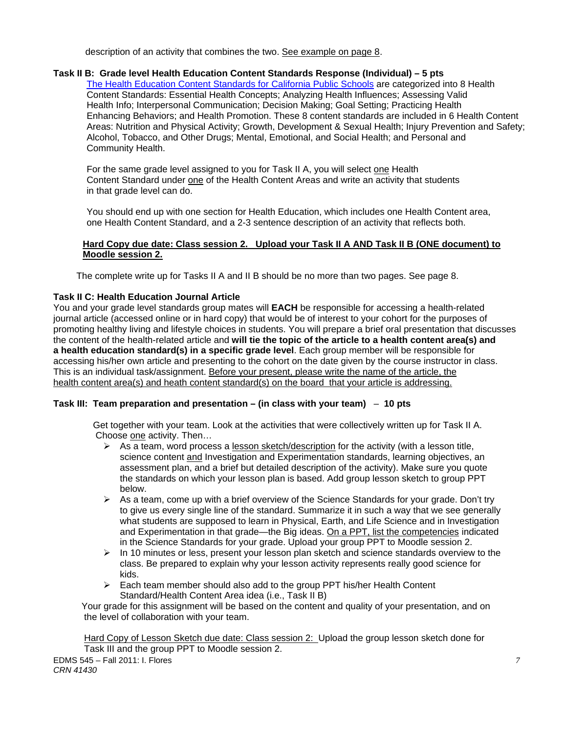description of an activity that combines the two. See example on page 8.

**Task II B: Grade level Health Education Content Standards Response (Individual) – 5 pts**

The Health Education Content Standards for California Public Schools are categorized into 8 Health Content Standards: Essential Health Concepts; Analyzing Health Influences; Assessing Valid Health Info; Interpersonal Communication; Decision Making; Goal Setting; Practicing Health Enhancing Behaviors; and Health Promotion. These 8 content standards are included in 6 Health Content Areas: Nutrition and Physical Activity; Growth, Development & Sexual Health; Injury Prevention and Safety; Alcohol, Tobacco, and Other Drugs; Mental, Emotional, and Social Health; and Personal and Community Health.

For the same grade level assigned to you for Task II A, you will select one Health Content Standard under one of the Health Content Areas and write an activity that students in that grade level can do.

You should end up with one section for Health Education, which includes one Health Content area, one Health Content Standard, and a 2-3 sentence description of an activity that reflects both.

**Hard Copy due date: Class session 2. Upload your Task II A AND Task II B (ONE document) to Moodle session 2.**

The complete write up for Tasks II A and II B should be no more than two pages. See page 8.

**Task II C: Health Education Journal Article**

You and your grade level standards group mates will **EACH** be responsible for accessing a health-related journal article (accessed online or in hard copy) that would be of interest to your cohort for the purposes of promoting healthy living and lifestyle choices in students. You will prepare a brief oral presentation that discusses the content of the health-related article and **will tie the topic of the article to a health content area(s) and a health education standard(s) in a specific grade level**. Each group member will be responsible for accessing his/her own article and presenting to the cohort on the date given by the course instructor in class. This is an individual task/assignment. Before your present, please write the name of the article, the health content area(s) and heath content standard(s) on the board that your article is addressing.

**Task III: Team preparation and presentation – (in class with your team) – 10 pts**

Get together with your team. Look at the activities that were collectively written up for Task II A. Choose one activity. Then…

- As a team, word process a lesson sketch/description for the activity (with a lesson title, science content and Investigation and Experimentation standards, learning objectives, an assessment plan, and a brief but detailed description of the activity). Make sure you quote the standards on which your lesson plan is based. Add group lesson sketch to group PPT below.
- As a team, come up with a brief overview of the Science Standards for your grade. Don't try to give us every single line of the standard. Summarize it in such a way that we see generally what students are supposed to learn in Physical, Earth, and Life Science and in Investigation and Experimentation in that grade—the Big ideas. On a PPT, list the competencies indicated in the Science Standards for your grade. Upload your group PPT to Moodle session 2.
- In 10 minutes or less, present your lesson plan sketch and science standards overview to the class. Be prepared to explain why your lesson activity represents really good science for kids.
- Each team member should also add to the group PPT his/her Health Content Standard/Health Content Area idea (i.e., Task II B)

Your grade for this assignment will be based on the content and quality of your presentation, and on the level of collaboration with your team.

Hard Copy of Lesson Sketch due date: Class session 2: Upload the group lesson sketch done for Task III and the group PPT to Moodle session 2.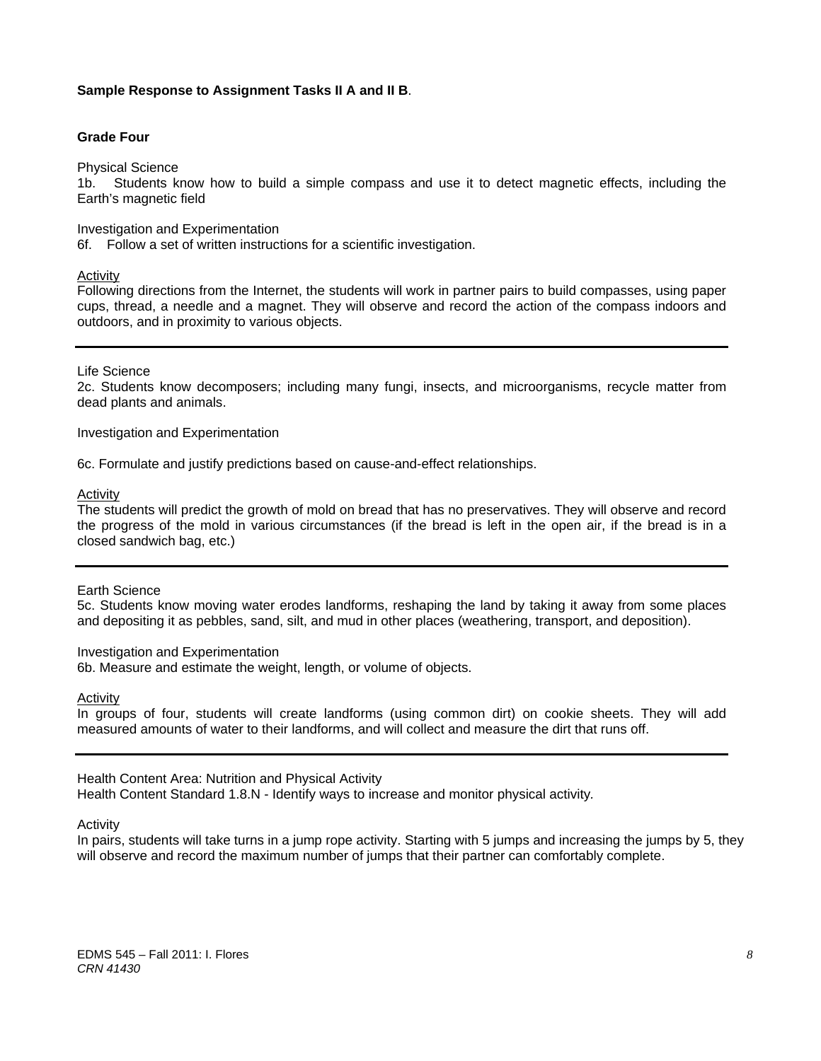**Sample Response to Assignment Tasks II A and II B**.

**Grade Four**

Physical Science
1b. Students know how to build a simple compass and use it to detect magnetic effects, including the Earth's magnetic field

Investigation and Experimentation
6f. Follow a set of written instructions for a scientific investigation.

Activity
Following directions from the Internet, the students will work in partner pairs to build compasses, using paper cups, thread, a needle and a magnet. They will observe and record the action of the compass indoors and outdoors, and in proximity to various objects.

---

Life Science
2c. Students know decomposers; including many fungi, insects, and microorganisms, recycle matter from dead plants and animals.

Investigation and Experimentation

6c. Formulate and justify predictions based on cause-and-effect relationships.

Activity
The students will predict the growth of mold on bread that has no preservatives. They will observe and record the progress of the mold in various circumstances (if the bread is left in the open air, if the bread is in a closed sandwich bag, etc.)

---

Earth Science
5c. Students know moving water erodes landforms, reshaping the land by taking it away from some places and depositing it as pebbles, sand, silt, and mud in other places (weathering, transport, and deposition).

Investigation and Experimentation
6b. Measure and estimate the weight, length, or volume of objects.

Activity
In groups of four, students will create landforms (using common dirt) on cookie sheets. They will add measured amounts of water to their landforms, and will collect and measure the dirt that runs off.

---

Health Content Area: Nutrition and Physical Activity
Health Content Standard 1.8.N - Identify ways to increase and monitor physical activity.

Activity
In pairs, students will take turns in a jump rope activity. Starting with 5 jumps and increasing the jumps by 5, they will observe and record the maximum number of jumps that their partner can comfortably complete.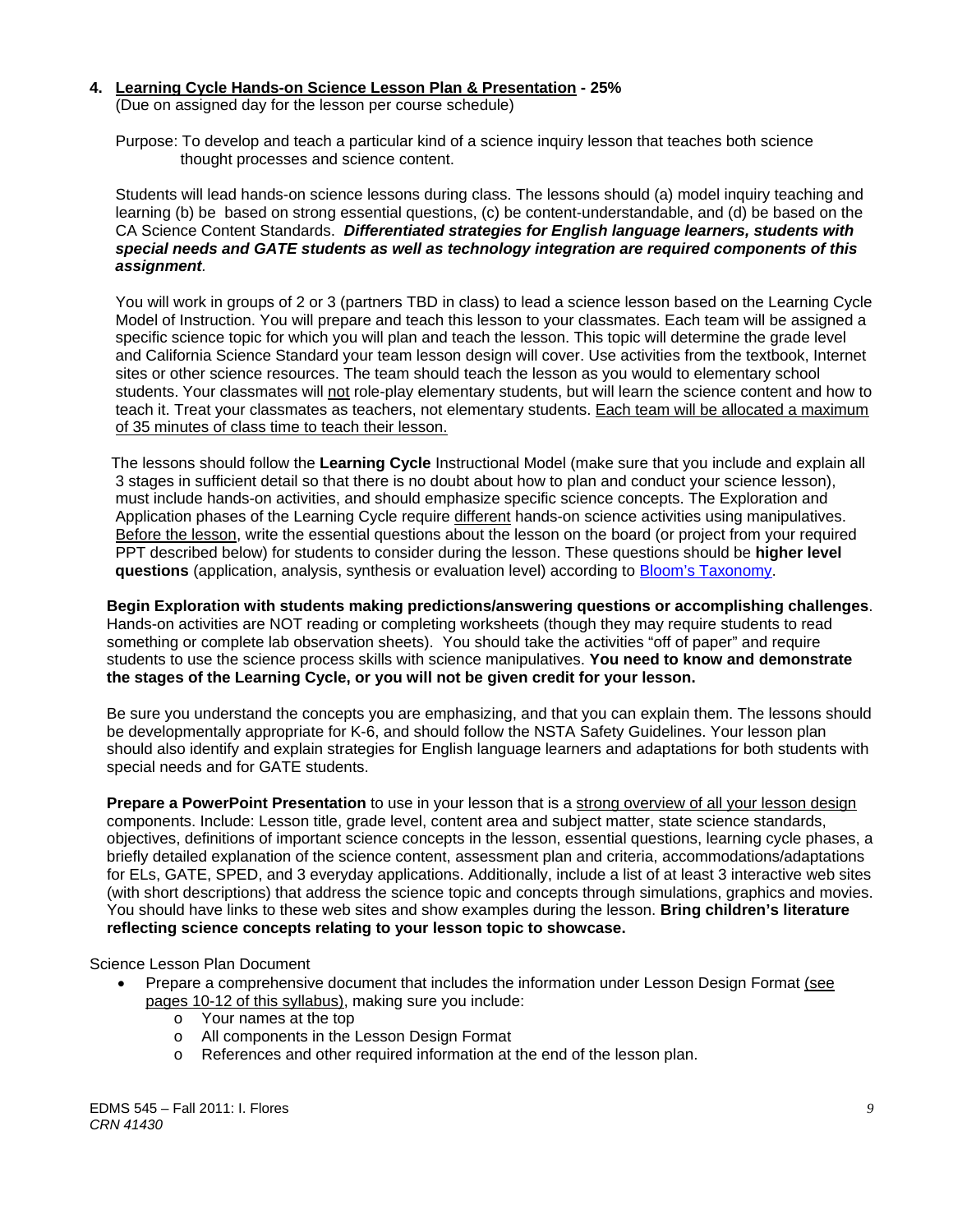## 4. Learning Cycle Hands-on Science Lesson Plan & Presentation - 25%

(Due on assigned day for the lesson per course schedule)

Purpose: To develop and teach a particular kind of a science inquiry lesson that teaches both science thought processes and science content.

Students will lead hands-on science lessons during class. The lessons should (a) model inquiry teaching and learning (b) be based on strong essential questions, (c) be content-understandable, and (d) be based on the CA Science Content Standards. ***Differentiated strategies for English language learners, students with special needs and GATE students as well as technology integration are required components of this assignment***.

You will work in groups of 2 or 3 (partners TBD in class) to lead a science lesson based on the Learning Cycle Model of Instruction. You will prepare and teach this lesson to your classmates. Each team will be assigned a specific science topic for which you will plan and teach the lesson. This topic will determine the grade level and California Science Standard your team lesson design will cover. Use activities from the textbook, Internet sites or other science resources. The team should teach the lesson as you would to elementary school students. Your classmates will not role-play elementary students, but will learn the science content and how to teach it. Treat your classmates as teachers, not elementary students. Each team will be allocated a maximum of 35 minutes of class time to teach their lesson.

The lessons should follow the **Learning Cycle** Instructional Model (make sure that you include and explain all 3 stages in sufficient detail so that there is no doubt about how to plan and conduct your science lesson), must include hands-on activities, and should emphasize specific science concepts. The Exploration and Application phases of the Learning Cycle require different hands-on science activities using manipulatives. Before the lesson, write the essential questions about the lesson on the board (or project from your required PPT described below) for students to consider during the lesson. These questions should be **higher level questions** (application, analysis, synthesis or evaluation level) according to Bloom's Taxonomy.

**Begin Exploration with students making predictions/answering questions or accomplishing challenges**. Hands-on activities are NOT reading or completing worksheets (though they may require students to read something or complete lab observation sheets). You should take the activities "off of paper" and require students to use the science process skills with science manipulatives. **You need to know and demonstrate the stages of the Learning Cycle, or you will not be given credit for your lesson.**

Be sure you understand the concepts you are emphasizing, and that you can explain them. The lessons should be developmentally appropriate for K-6, and should follow the NSTA Safety Guidelines. Your lesson plan should also identify and explain strategies for English language learners and adaptations for both students with special needs and for GATE students.

**Prepare a PowerPoint Presentation** to use in your lesson that is a strong overview of all your lesson design components. Include: Lesson title, grade level, content area and subject matter, state science standards, objectives, definitions of important science concepts in the lesson, essential questions, learning cycle phases, a briefly detailed explanation of the science content, assessment plan and criteria, accommodations/adaptations for ELs, GATE, SPED, and 3 everyday applications. Additionally, include a list of at least 3 interactive web sites (with short descriptions) that address the science topic and concepts through simulations, graphics and movies. You should have links to these web sites and show examples during the lesson. **Bring children's literature reflecting science concepts relating to your lesson topic to showcase.**

Science Lesson Plan Document

- Prepare a comprehensive document that includes the information under Lesson Design Format (see pages 10-12 of this syllabus), making sure you include:
  - Your names at the top
  - All components in the Lesson Design Format
  - References and other required information at the end of the lesson plan.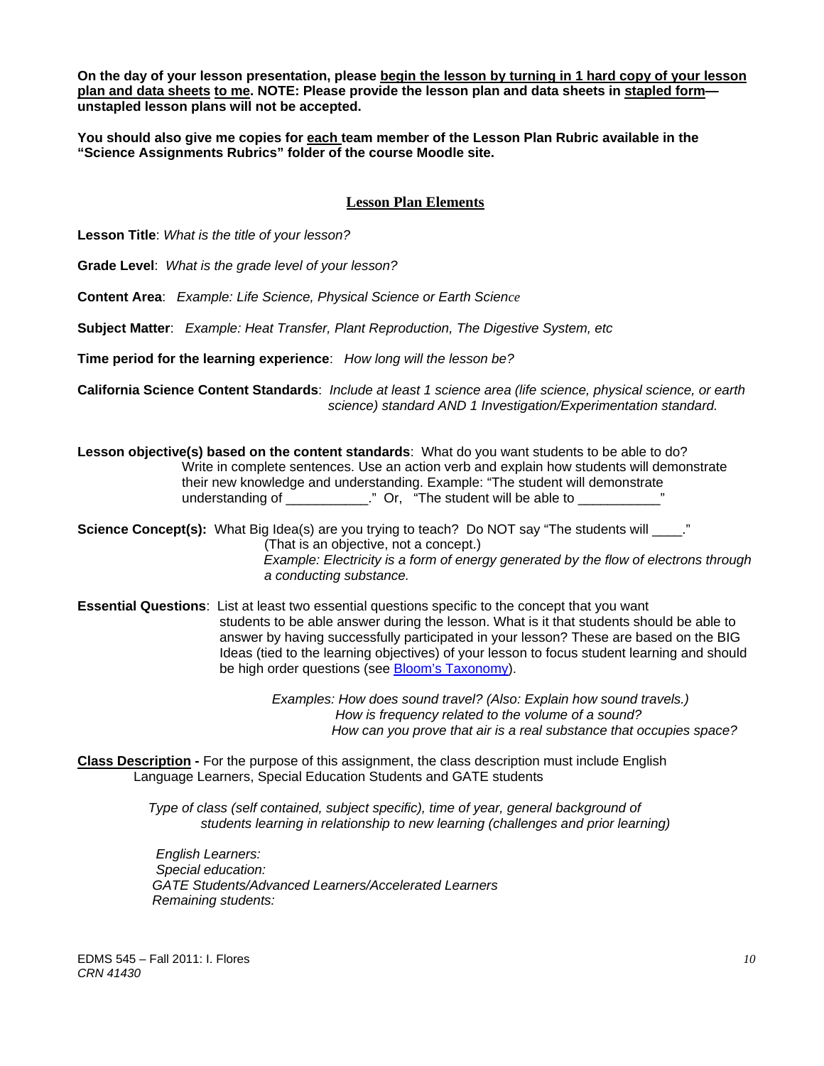**On the day of your lesson presentation, please begin the lesson by turning in 1 hard copy of your lesson plan and data sheets to me. NOTE: Please provide the lesson plan and data sheets in stapled form—unstapled lesson plans will not be accepted.**

**You should also give me copies for each team member of the Lesson Plan Rubric available in the "Science Assignments Rubrics" folder of the course Moodle site.**

## Lesson Plan Elements

**Lesson Title**: *What is the title of your lesson?*

**Grade Level**: *What is the grade level of your lesson?*

**Content Area**: *Example: Life Science, Physical Science or Earth Science*

**Subject Matter**: *Example: Heat Transfer, Plant Reproduction, The Digestive System, etc*

**Time period for the learning experience**: *How long will the lesson be?*

**California Science Content Standards**: *Include at least 1 science area (life science, physical science, or earth science) standard AND 1 Investigation/Experimentation standard.*

**Lesson objective(s) based on the content standards**: What do you want students to be able to do? Write in complete sentences. Use an action verb and explain how students will demonstrate their new knowledge and understanding. Example: "The student will demonstrate understanding of ___________." Or, "The student will be able to ___________"

**Science Concept(s):** What Big Idea(s) are you trying to teach? Do NOT say "The students will ____." (That is an objective, not a concept.)
*Example: Electricity is a form of energy generated by the flow of electrons through a conducting substance.*

**Essential Questions**: List at least two essential questions specific to the concept that you want students to be able answer during the lesson. What is it that students should be able to answer by having successfully participated in your lesson? These are based on the BIG Ideas (tied to the learning objectives) of your lesson to focus student learning and should be high order questions (see [Bloom's Taxonomy]).

*Examples: How does sound travel? (Also: Explain how sound travels.)*
*How is frequency related to the volume of a sound?*
*How can you prove that air is a real substance that occupies space?*

**Class Description -** For the purpose of this assignment, the class description must include English Language Learners, Special Education Students and GATE students

*Type of class (self contained, subject specific), time of year, general background of students learning in relationship to new learning (challenges and prior learning)*

*English Learners:*
*Special education:*
*GATE Students/Advanced Learners/Accelerated Learners*
*Remaining students:*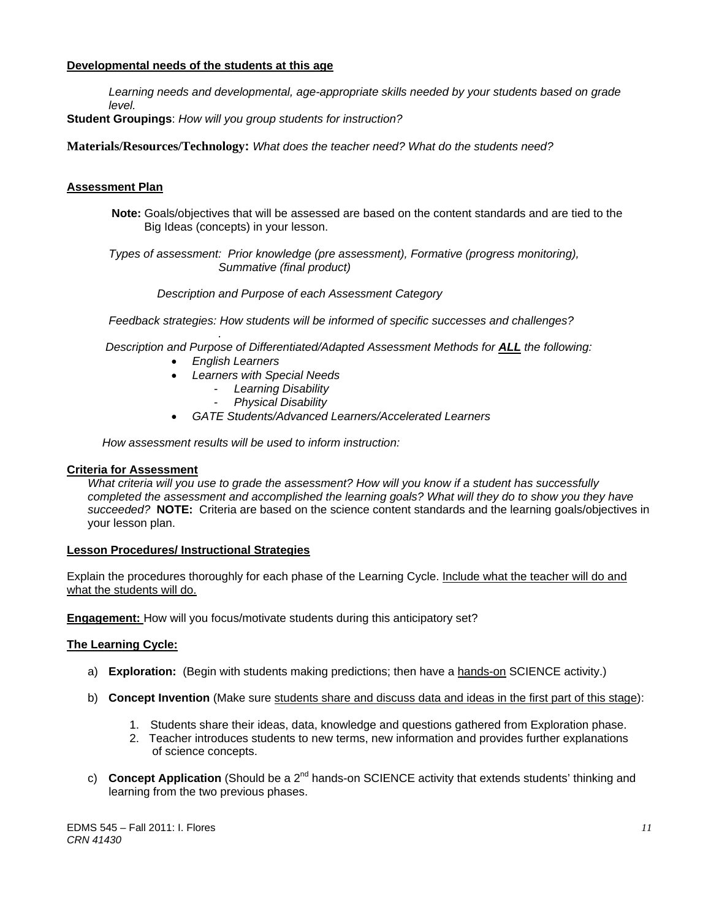**<u>Developmental needs of the students at this age</u>**

*Learning needs and developmental, age-appropriate skills needed by your students based on grade level.*

**Student Groupings**: *How will you group students for instruction?*

**Materials/Resources/Technology:** *What does the teacher need? What do the students need?*

**<u>Assessment Plan</u>**

**Note:** Goals/objectives that will be assessed are based on the content standards and are tied to the Big Ideas (concepts) in your lesson.

*Types of assessment: Prior knowledge (pre assessment), Formative (progress monitoring), Summative (final product)*

*Description and Purpose of each Assessment Category*

*Feedback strategies: How students will be informed of specific successes and challenges?*

*Description and Purpose of Differentiated/Adapted Assessment Methods for **<u>ALL</u>** the following:*

- *English Learners*
- *Learners with Special Needs*
  - *Learning Disability*
  - *Physical Disability*
- *GATE Students/Advanced Learners/Accelerated Learners*

*How assessment results will be used to inform instruction:*

**<u>Criteria for Assessment</u>**

*What criteria will you use to grade the assessment? How will you know if a student has successfully completed the assessment and accomplished the learning goals? What will they do to show you they have succeeded?* **NOTE:** Criteria are based on the science content standards and the learning goals/objectives in your lesson plan.

**<u>Lesson Procedures/ Instructional Strategies</u>**

Explain the procedures thoroughly for each phase of the Learning Cycle. <u>Include what the teacher will do and what the students will do.</u>

**<u>Engagement:</u>** How will you focus/motivate students during this anticipatory set?

**<u>The Learning Cycle:</u>**

a) **Exploration:** (Begin with students making predictions; then have a <u>hands-on</u> SCIENCE activity.)

b) **Concept Invention** (Make sure <u>students share and discuss data and ideas in the first part of this stage</u>):

   1. Students share their ideas, data, knowledge and questions gathered from Exploration phase.
   2. Teacher introduces students to new terms, new information and provides further explanations of science concepts.

c) **Concept Application** (Should be a 2nd hands-on SCIENCE activity that extends students' thinking and learning from the two previous phases.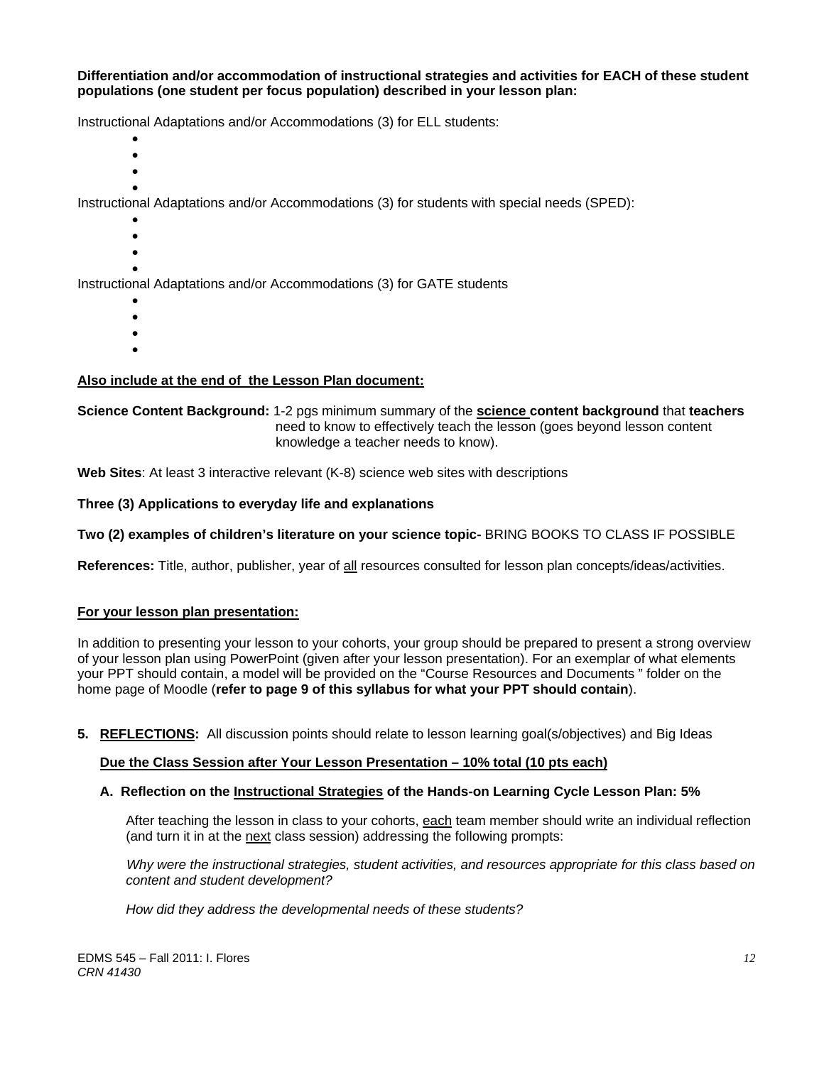**Differentiation and/or accommodation of instructional strategies and activities for EACH of these student populations (one student per focus population) described in your lesson plan:**

Instructional Adaptations and/or Accommodations (3) for ELL students:

- 
- 
- 
- 

Instructional Adaptations and/or Accommodations (3) for students with special needs (SPED):

- 
- 
- 
- 

Instructional Adaptations and/or Accommodations (3) for GATE students

- 
- 
- 
- 

**Also include at the end of the Lesson Plan document:**

**Science Content Background:** 1-2 pgs minimum summary of the **science content background** that **teachers** need to know to effectively teach the lesson (goes beyond lesson content knowledge a teacher needs to know).

**Web Sites**: At least 3 interactive relevant (K-8) science web sites with descriptions

**Three (3) Applications to everyday life and explanations**

**Two (2) examples of children's literature on your science topic-** BRING BOOKS TO CLASS IF POSSIBLE

**References:** Title, author, publisher, year of all resources consulted for lesson plan concepts/ideas/activities.

**For your lesson plan presentation:**

In addition to presenting your lesson to your cohorts, your group should be prepared to present a strong overview of your lesson plan using PowerPoint (given after your lesson presentation). For an exemplar of what elements your PPT should contain, a model will be provided on the "Course Resources and Documents " folder on the home page of Moodle (**refer to page 9 of this syllabus for what your PPT should contain**).

5. **REFLECTIONS:** All discussion points should relate to lesson learning goal(s/objectives) and Big Ideas

   **Due the Class Session after Your Lesson Presentation – 10% total (10 pts each)**

   **A. Reflection on the Instructional Strategies of the Hands-on Learning Cycle Lesson Plan: 5%**

   After teaching the lesson in class to your cohorts, each team member should write an individual reflection (and turn it in at the next class session) addressing the following prompts:

   *Why were the instructional strategies, student activities, and resources appropriate for this class based on content and student development?*

   *How did they address the developmental needs of these students?*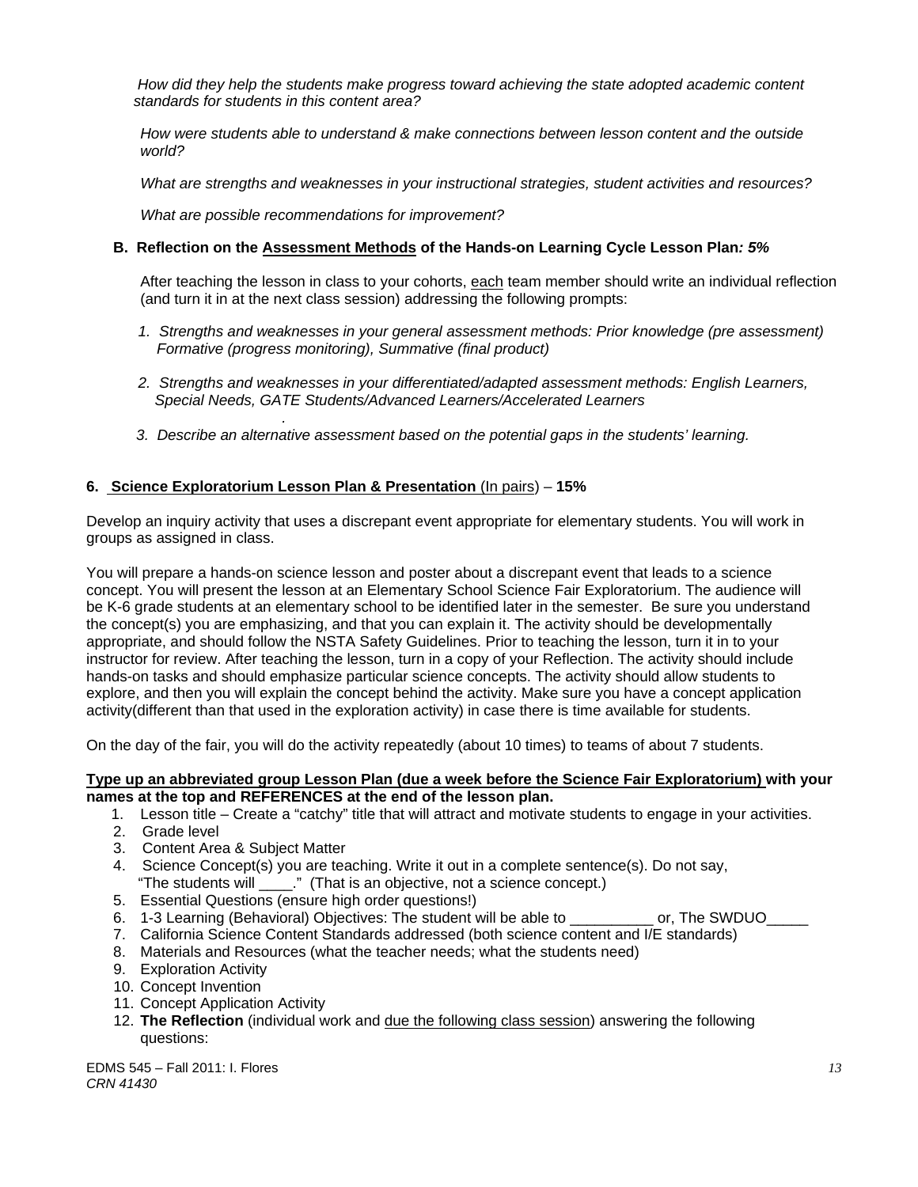*How did they help the students make progress toward achieving the state adopted academic content standards for students in this content area?*

*How were students able to understand & make connections between lesson content and the outside world?*

*What are strengths and weaknesses in your instructional strategies, student activities and resources?*

*What are possible recommendations for improvement?*

**B. Reflection on the Assessment Methods of the Hands-on Learning Cycle Lesson Plan*: 5%***

After teaching the lesson in class to your cohorts, each team member should write an individual reflection (and turn it in at the next class session) addressing the following prompts:

1. *Strengths and weaknesses in your general assessment methods: Prior knowledge (pre assessment) Formative (progress monitoring), Summative (final product)*
2. *Strengths and weaknesses in your differentiated/adapted assessment methods: English Learners, Special Needs, GATE Students/Advanced Learners/Accelerated Learners*
3. *Describe an alternative assessment based on the potential gaps in the students' learning.*

**6. Science Exploratorium Lesson Plan & Presentation** (In pairs) – **15%**

Develop an inquiry activity that uses a discrepant event appropriate for elementary students. You will work in groups as assigned in class.

You will prepare a hands-on science lesson and poster about a discrepant event that leads to a science concept. You will present the lesson at an Elementary School Science Fair Exploratorium. The audience will be K-6 grade students at an elementary school to be identified later in the semester. Be sure you understand the concept(s) you are emphasizing, and that you can explain it. The activity should be developmentally appropriate, and should follow the NSTA Safety Guidelines. Prior to teaching the lesson, turn it in to your instructor for review. After teaching the lesson, turn in a copy of your Reflection. The activity should include hands-on tasks and should emphasize particular science concepts. The activity should allow students to explore, and then you will explain the concept behind the activity. Make sure you have a concept application activity(different than that used in the exploration activity) in case there is time available for students.

On the day of the fair, you will do the activity repeatedly (about 10 times) to teams of about 7 students.

**Type up an abbreviated group Lesson Plan (due a week before the Science Fair Exploratorium) with your names at the top and REFERENCES at the end of the lesson plan.**

1. Lesson title – Create a "catchy" title that will attract and motivate students to engage in your activities.
2. Grade level
3. Content Area & Subject Matter
4. Science Concept(s) you are teaching. Write it out in a complete sentence(s). Do not say, "The students will ____." (That is an objective, not a science concept.)
5. Essential Questions (ensure high order questions!)
6. 1-3 Learning (Behavioral) Objectives: The student will be able to __________ or, The SWDUO_____
7. California Science Content Standards addressed (both science content and I/E standards)
8. Materials and Resources (what the teacher needs; what the students need)
9. Exploration Activity
10. Concept Invention
11. Concept Application Activity
12. **The Reflection** (individual work and due the following class session) answering the following questions: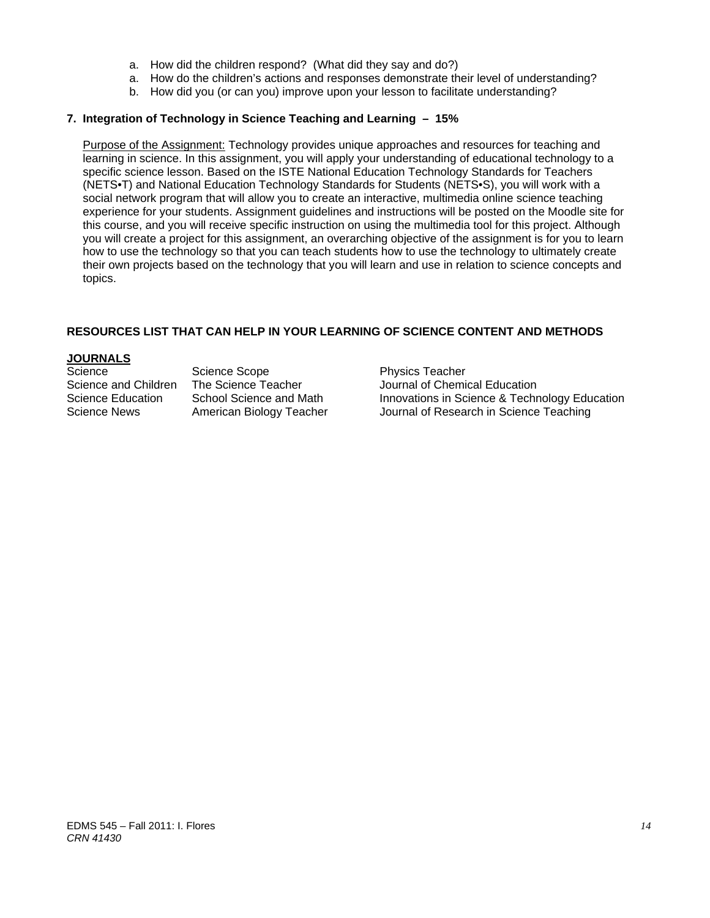a. How did the children respond? (What did they say and do?)
a. How do the children's actions and responses demonstrate their level of understanding?
b. How did you (or can you) improve upon your lesson to facilitate understanding?

**7. Integration of Technology in Science Teaching and Learning – 15%**

Purpose of the Assignment: Technology provides unique approaches and resources for teaching and learning in science. In this assignment, you will apply your understanding of educational technology to a specific science lesson. Based on the ISTE National Education Technology Standards for Teachers (NETS•T) and National Education Technology Standards for Students (NETS•S), you will work with a social network program that will allow you to create an interactive, multimedia online science teaching experience for your students. Assignment guidelines and instructions will be posted on the Moodle site for this course, and you will receive specific instruction on using the multimedia tool for this project. Although you will create a project for this assignment, an overarching objective of the assignment is for you to learn how to use the technology so that you can teach students how to use the technology to ultimately create their own projects based on the technology that you will learn and use in relation to science concepts and topics.

**RESOURCES LIST THAT CAN HELP IN YOUR LEARNING OF SCIENCE CONTENT AND METHODS**

**JOURNALS**

| | | |
|---|---|---|
| Science | Science Scope | Physics Teacher |
| Science and Children | The Science Teacher | Journal of Chemical Education |
| Science Education | School Science and Math | Innovations in Science & Technology Education |
| Science News | American Biology Teacher | Journal of Research in Science Teaching |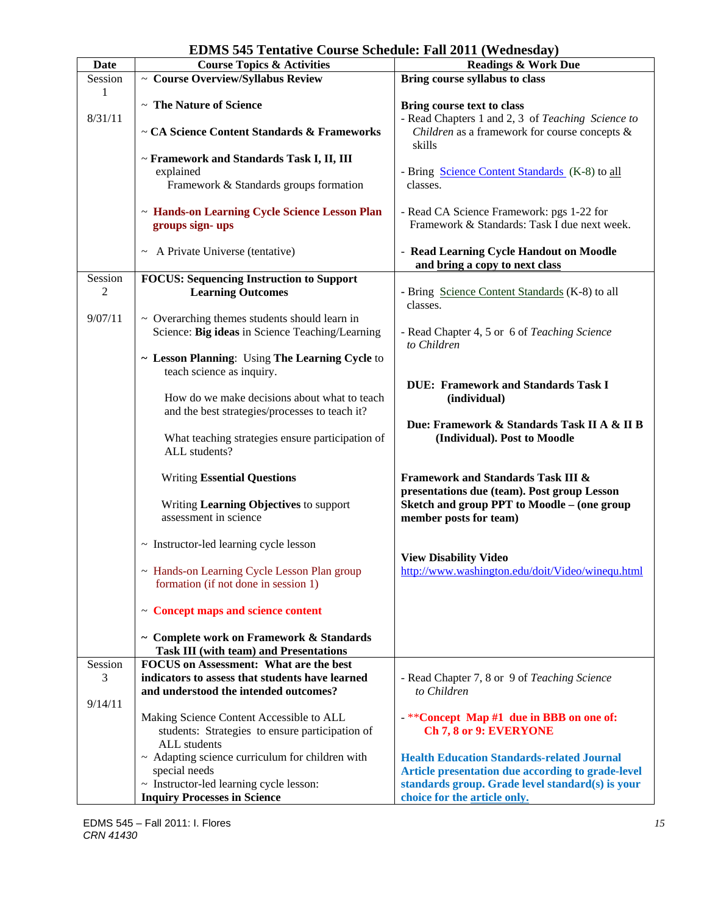# EDMS 545 Tentative Course Schedule: Fall 2011 (Wednesday)

| Date | Course Topics & Activities | Readings & Work Due |
|---|---|---|
| Session 1<br><br>8/31/11 | ~ **Course Overview/Syllabus Review**<br><br>~ **The Nature of Science**<br><br>~ **CA Science Content Standards & Frameworks**<br><br>~ **Framework and Standards Task I, II, III** explained<br>Framework & Standards groups formation<br><br>~ **Hands-on Learning Cycle Science Lesson Plan groups sign- ups**<br><br>~ A Private Universe (tentative) | **Bring course syllabus to class**<br><br>**Bring course text to class**<br>- Read Chapters 1 and 2, 3 of *Teaching Science to Children* as a framework for course concepts & skills<br><br>- Bring Science Content Standards (K-8) to all classes.<br><br>- Read CA Science Framework: pgs 1-22 for Framework & Standards: Task I due next week.<br><br>- **Read Learning Cycle Handout on Moodle and bring a copy to next class** |
| Session 2<br><br>9/07/11 | **FOCUS: Sequencing Instruction to Support Learning Outcomes**<br><br>~ Overarching themes students should learn in Science: **Big ideas** in Science Teaching/Learning<br><br>~ **Lesson Planning**: Using **The Learning Cycle** to teach science as inquiry.<br><br>How do we make decisions about what to teach and the best strategies/processes to teach it?<br><br>What teaching strategies ensure participation of ALL students?<br><br>Writing **Essential Questions**<br><br>Writing **Learning Objectives** to support assessment in science<br><br>~ Instructor-led learning cycle lesson<br><br>~ Hands-on Learning Cycle Lesson Plan group formation (if not done in session 1)<br><br>~ **Concept maps and science content**<br><br>~ **Complete work on Framework & Standards Task III (with team) and Presentations** | - Bring Science Content Standards (K-8) to all classes.<br><br>- Read Chapter 4, 5 or 6 of *Teaching Science to Children*<br><br>**DUE: Framework and Standards Task I (individual)**<br><br>**Due: Framework & Standards Task II A & II B (Individual). Post to Moodle**<br><br>**Framework and Standards Task III & presentations due (team). Post group Lesson Sketch and group PPT to Moodle – (one group member posts for team)**<br><br>**View Disability Video**<br>http://www.washington.edu/doit/Video/winequ.html |
| Session 3<br><br>9/14/11 | **FOCUS on Assessment: What are the best indicators to assess that students have learned and understood the intended outcomes?**<br><br>Making Science Content Accessible to ALL students: Strategies to ensure participation of ALL students<br>~ Adapting science curriculum for children with special needs<br>~ Instructor-led learning cycle lesson: **Inquiry Processes in Science** | - Read Chapter 7, 8 or 9 of *Teaching Science to Children*<br><br>- **\*\*Concept Map #1 due in BBB on one of: Ch 7, 8 or 9: EVERYONE**<br><br>**Health Education Standards-related Journal Article presentation due according to grade-level standards group. Grade level standard(s) is your choice for the article only.** |

EDMS 545 – Fall 2011: I. Flores
*CRN 41430*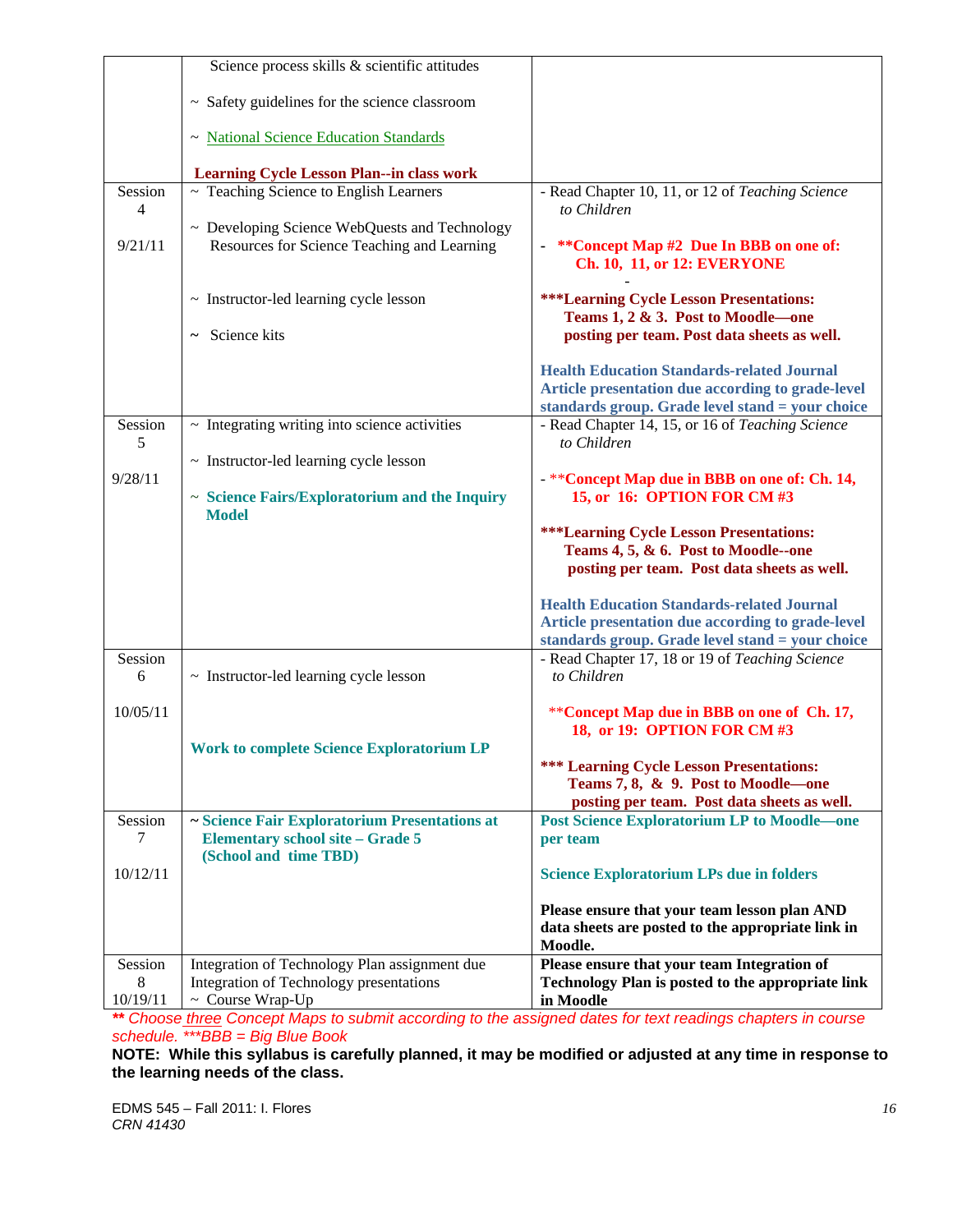| | | |
|---|---|---|
| | Science process skills & scientific attitudes<br><br>~ Safety guidelines for the science classroom<br><br>~ National Science Education Standards<br><br>**Learning Cycle Lesson Plan--in class work** | |
| Session 4<br><br>9/21/11 | ~ Teaching Science to English Learners<br><br>~ Developing Science WebQuests and Technology Resources for Science Teaching and Learning<br><br>~ Instructor-led learning cycle lesson<br><br>~ Science kits | - Read Chapter 10, 11, or 12 of *Teaching Science to Children*<br><br>- **\*\*Concept Map #2 Due In BBB on one of: Ch. 10, 11, or 12: EVERYONE**<br><br>-<br><br>**\*\*\*Learning Cycle Lesson Presentations: Teams 1, 2 & 3. Post to Moodle—one posting per team. Post data sheets as well.**<br><br>**Health Education Standards-related Journal Article presentation due according to grade-level standards group. Grade level stand = your choice** |
| Session 5<br><br>9/28/11 | ~ Integrating writing into science activities<br><br>~ Instructor-led learning cycle lesson<br><br>~ **Science Fairs/Exploratorium and the Inquiry Model** | - Read Chapter 14, 15, or 16 of *Teaching Science to Children*<br><br>- \*\***Concept Map due in BBB on one of: Ch. 14, 15, or 16: OPTION FOR CM #3**<br><br>**\*\*\*Learning Cycle Lesson Presentations: Teams 4, 5, & 6. Post to Moodle--one posting per team. Post data sheets as well.**<br><br>**Health Education Standards-related Journal Article presentation due according to grade-level standards group. Grade level stand = your choice** |
| Session 6<br><br>10/05/11 | ~ Instructor-led learning cycle lesson<br><br>**Work to complete Science Exploratorium LP** | - Read Chapter 17, 18 or 19 of *Teaching Science to Children*<br><br>\*\***Concept Map due in BBB on one of Ch. 17, 18, or 19: OPTION FOR CM #3**<br><br>**\*\*\* Learning Cycle Lesson Presentations: Teams 7, 8, & 9. Post to Moodle—one posting per team. Post data sheets as well.** |
| Session 7<br><br>10/12/11 | ~ **Science Fair Exploratorium Presentations at Elementary school site – Grade 5 (School and time TBD)** | **Post Science Exploratorium LP to Moodle—one per team**<br><br>**Science Exploratorium LPs due in folders**<br><br>**Please ensure that your team lesson plan AND data sheets are posted to the appropriate link in Moodle.** |
| Session 8<br>10/19/11 | Integration of Technology Plan assignment due<br>Integration of Technology presentations<br>~ Course Wrap-Up | **Please ensure that your team Integration of Technology Plan is posted to the appropriate link in Moodle** |

*\*\* Choose three Concept Maps to submit according to the assigned dates for text readings chapters in course schedule. \*\*\*BBB = Big Blue Book*

**NOTE: While this syllabus is carefully planned, it may be modified or adjusted at any time in response to the learning needs of the class.**

EDMS 545 – Fall 2011: I. Flores
*CRN 41430*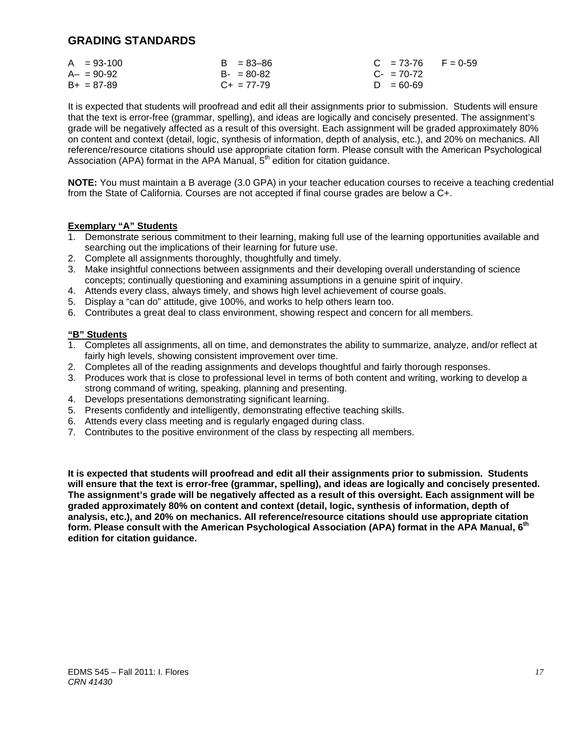## GRADING STANDARDS

| | | | |
|---|---|---|---|
| A = 93-100 | B = 83–86 | C = 73-76 | F = 0-59 |
| A– = 90-92 | B- = 80-82 | C- = 70-72 | |
| B+ = 87-89 | C+ = 77-79 | D = 60-69 | |

It is expected that students will proofread and edit all their assignments prior to submission. Students will ensure that the text is error-free (grammar, spelling), and ideas are logically and concisely presented. The assignment's grade will be negatively affected as a result of this oversight. Each assignment will be graded approximately 80% on content and context (detail, logic, synthesis of information, depth of analysis, etc.), and 20% on mechanics. All reference/resource citations should use appropriate citation form. Please consult with the American Psychological Association (APA) format in the APA Manual, 5th edition for citation guidance.

**NOTE:** You must maintain a B average (3.0 GPA) in your teacher education courses to receive a teaching credential from the State of California. Courses are not accepted if final course grades are below a C+.

**Exemplary "A" Students**

1. Demonstrate serious commitment to their learning, making full use of the learning opportunities available and searching out the implications of their learning for future use.
2. Complete all assignments thoroughly, thoughtfully and timely.
3. Make insightful connections between assignments and their developing overall understanding of science concepts; continually questioning and examining assumptions in a genuine spirit of inquiry.
4. Attends every class, always timely, and shows high level achievement of course goals.
5. Display a "can do" attitude, give 100%, and works to help others learn too.
6. Contributes a great deal to class environment, showing respect and concern for all members.

**"B" Students**

1. Completes all assignments, all on time, and demonstrates the ability to summarize, analyze, and/or reflect at fairly high levels, showing consistent improvement over time.
2. Completes all of the reading assignments and develops thoughtful and fairly thorough responses.
3. Produces work that is close to professional level in terms of both content and writing, working to develop a strong command of writing, speaking, planning and presenting.
4. Develops presentations demonstrating significant learning.
5. Presents confidently and intelligently, demonstrating effective teaching skills.
6. Attends every class meeting and is regularly engaged during class.
7. Contributes to the positive environment of the class by respecting all members.

**It is expected that students will proofread and edit all their assignments prior to submission. Students will ensure that the text is error-free (grammar, spelling), and ideas are logically and concisely presented. The assignment's grade will be negatively affected as a result of this oversight. Each assignment will be graded approximately 80% on content and context (detail, logic, synthesis of information, depth of analysis, etc.), and 20% on mechanics. All reference/resource citations should use appropriate citation form. Please consult with the American Psychological Association (APA) format in the APA Manual, 6th edition for citation guidance.**